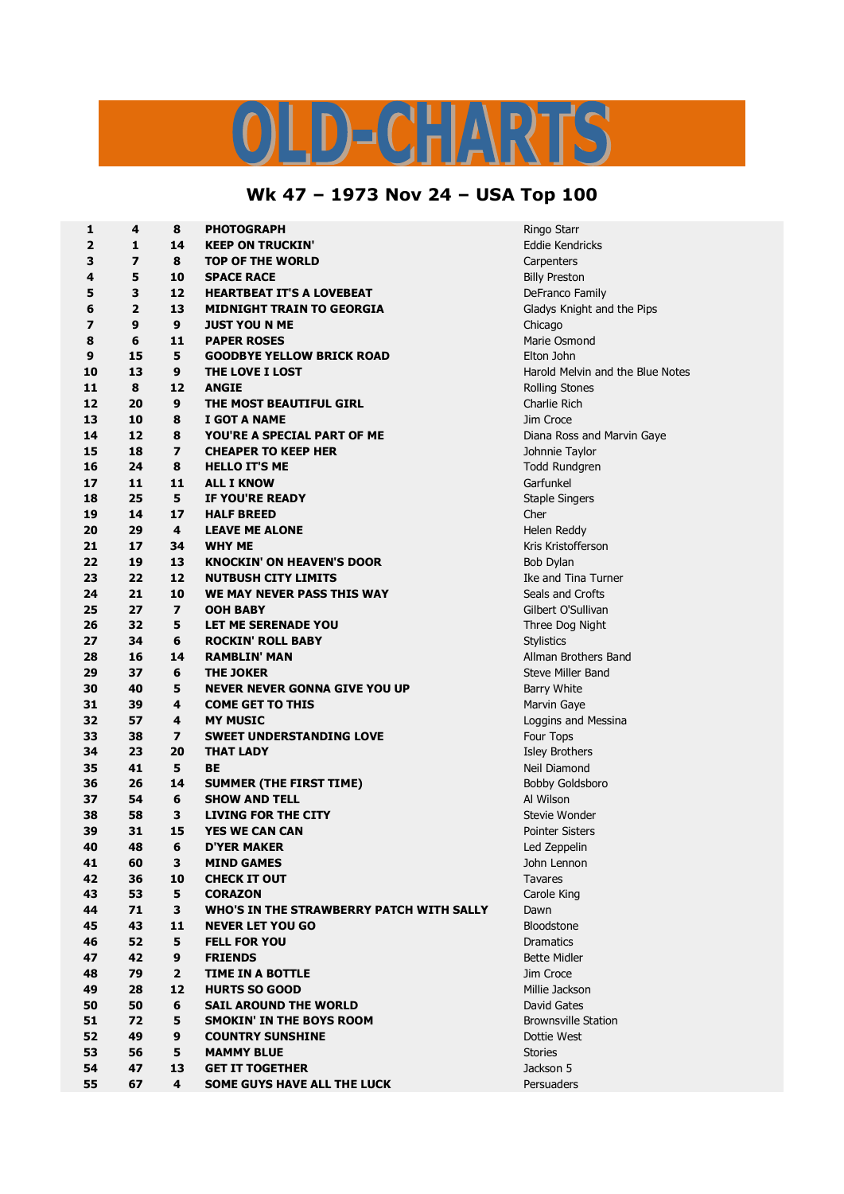# OLD-CHARTS

## Wk 47 – 1973 Nov 24 – USA Top 100

| | | | | |
|---|---|---|---|---|
| 1 | 4 | 8 | **PHOTOGRAPH** | Ringo Starr |
| 2 | 1 | 14 | **KEEP ON TRUCKIN'** | Eddie Kendricks |
| 3 | 7 | 8 | **TOP OF THE WORLD** | Carpenters |
| 4 | 5 | 10 | **SPACE RACE** | Billy Preston |
| 5 | 3 | 12 | **HEARTBEAT IT'S A LOVEBEAT** | DeFranco Family |
| 6 | 2 | 13 | **MIDNIGHT TRAIN TO GEORGIA** | Gladys Knight and the Pips |
| 7 | 9 | 9 | **JUST YOU N ME** | Chicago |
| 8 | 6 | 11 | **PAPER ROSES** | Marie Osmond |
| 9 | 15 | 5 | **GOODBYE YELLOW BRICK ROAD** | Elton John |
| 10 | 13 | 9 | **THE LOVE I LOST** | Harold Melvin and the Blue Notes |
| 11 | 8 | 12 | **ANGIE** | Rolling Stones |
| 12 | 20 | 9 | **THE MOST BEAUTIFUL GIRL** | Charlie Rich |
| 13 | 10 | 8 | **I GOT A NAME** | Jim Croce |
| 14 | 12 | 8 | **YOU'RE A SPECIAL PART OF ME** | Diana Ross and Marvin Gaye |
| 15 | 18 | 7 | **CHEAPER TO KEEP HER** | Johnnie Taylor |
| 16 | 24 | 8 | **HELLO IT'S ME** | Todd Rundgren |
| 17 | 11 | 11 | **ALL I KNOW** | Garfunkel |
| 18 | 25 | 5 | **IF YOU'RE READY** | Staple Singers |
| 19 | 14 | 17 | **HALF BREED** | Cher |
| 20 | 29 | 4 | **LEAVE ME ALONE** | Helen Reddy |
| 21 | 17 | 34 | **WHY ME** | Kris Kristofferson |
| 22 | 19 | 13 | **KNOCKIN' ON HEAVEN'S DOOR** | Bob Dylan |
| 23 | 22 | 12 | **NUTBUSH CITY LIMITS** | Ike and Tina Turner |
| 24 | 21 | 10 | **WE MAY NEVER PASS THIS WAY** | Seals and Crofts |
| 25 | 27 | 7 | **OOH BABY** | Gilbert O'Sullivan |
| 26 | 32 | 5 | **LET ME SERENADE YOU** | Three Dog Night |
| 27 | 34 | 6 | **ROCKIN' ROLL BABY** | Stylistics |
| 28 | 16 | 14 | **RAMBLIN' MAN** | Allman Brothers Band |
| 29 | 37 | 6 | **THE JOKER** | Steve Miller Band |
| 30 | 40 | 5 | **NEVER NEVER GONNA GIVE YOU UP** | Barry White |
| 31 | 39 | 4 | **COME GET TO THIS** | Marvin Gaye |
| 32 | 57 | 4 | **MY MUSIC** | Loggins and Messina |
| 33 | 38 | 7 | **SWEET UNDERSTANDING LOVE** | Four Tops |
| 34 | 23 | 20 | **THAT LADY** | Isley Brothers |
| 35 | 41 | 5 | **BE** | Neil Diamond |
| 36 | 26 | 14 | **SUMMER (THE FIRST TIME)** | Bobby Goldsboro |
| 37 | 54 | 6 | **SHOW AND TELL** | Al Wilson |
| 38 | 58 | 3 | **LIVING FOR THE CITY** | Stevie Wonder |
| 39 | 31 | 15 | **YES WE CAN CAN** | Pointer Sisters |
| 40 | 48 | 6 | **D'YER MAKER** | Led Zeppelin |
| 41 | 60 | 3 | **MIND GAMES** | John Lennon |
| 42 | 36 | 10 | **CHECK IT OUT** | Tavares |
| 43 | 53 | 5 | **CORAZON** | Carole King |
| 44 | 71 | 3 | **WHO'S IN THE STRAWBERRY PATCH WITH SALLY** | Dawn |
| 45 | 43 | 11 | **NEVER LET YOU GO** | Bloodstone |
| 46 | 52 | 5 | **FELL FOR YOU** | Dramatics |
| 47 | 42 | 9 | **FRIENDS** | Bette Midler |
| 48 | 79 | 2 | **TIME IN A BOTTLE** | Jim Croce |
| 49 | 28 | 12 | **HURTS SO GOOD** | Millie Jackson |
| 50 | 50 | 6 | **SAIL AROUND THE WORLD** | David Gates |
| 51 | 72 | 5 | **SMOKIN' IN THE BOYS ROOM** | Brownsville Station |
| 52 | 49 | 9 | **COUNTRY SUNSHINE** | Dottie West |
| 53 | 56 | 5 | **MAMMY BLUE** | Stories |
| 54 | 47 | 13 | **GET IT TOGETHER** | Jackson 5 |
| 55 | 67 | 4 | **SOME GUYS HAVE ALL THE LUCK** | Persuaders |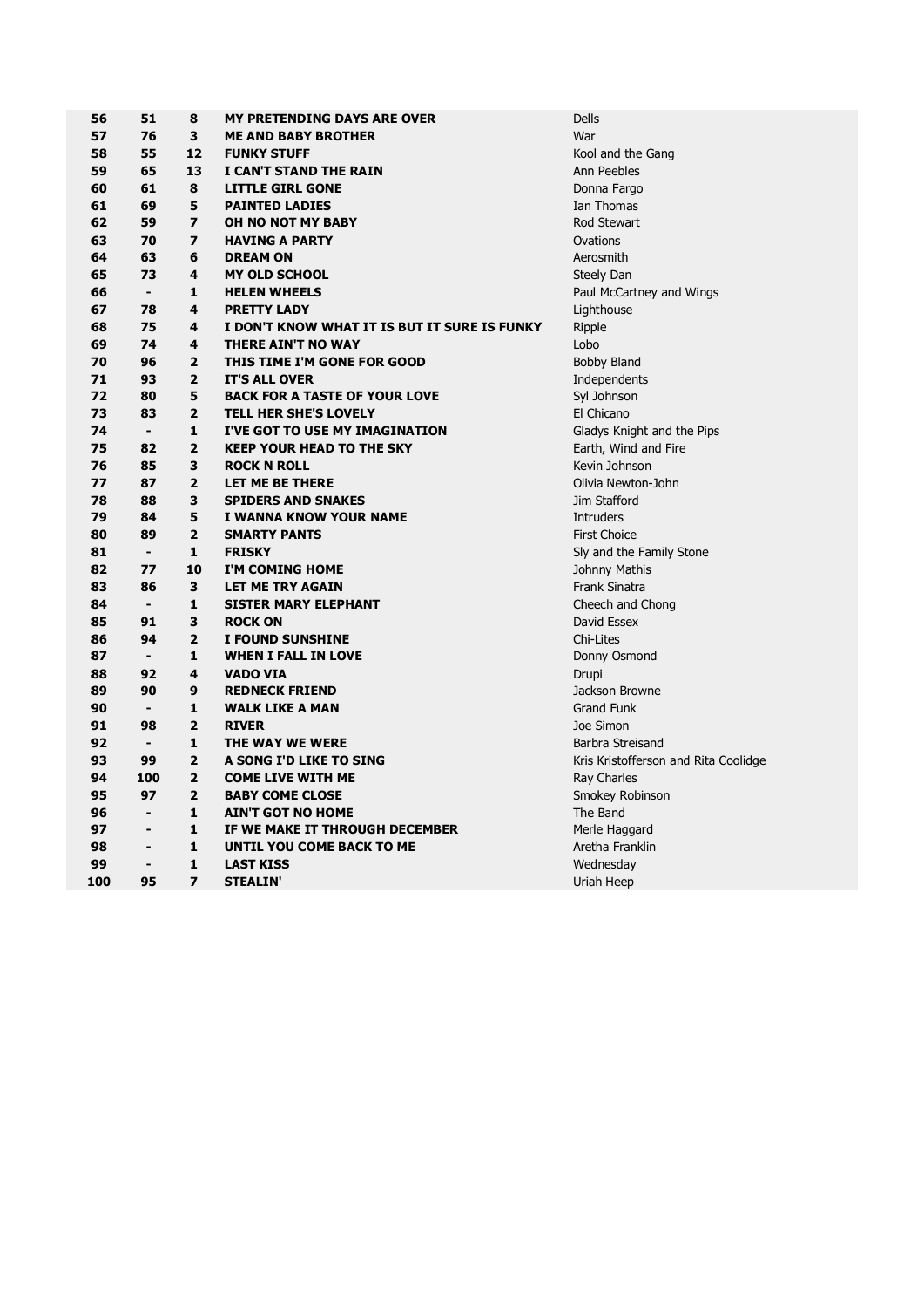| | | | | |
|---|---|---|---|---|
| **56** | **51** | **8** | **MY PRETENDING DAYS ARE OVER** | Dells |
| **57** | **76** | **3** | **ME AND BABY BROTHER** | War |
| **58** | **55** | **12** | **FUNKY STUFF** | Kool and the Gang |
| **59** | **65** | **13** | **I CAN'T STAND THE RAIN** | Ann Peebles |
| **60** | **61** | **8** | **LITTLE GIRL GONE** | Donna Fargo |
| **61** | **69** | **5** | **PAINTED LADIES** | Ian Thomas |
| **62** | **59** | **7** | **OH NO NOT MY BABY** | Rod Stewart |
| **63** | **70** | **7** | **HAVING A PARTY** | Ovations |
| **64** | **63** | **6** | **DREAM ON** | Aerosmith |
| **65** | **73** | **4** | **MY OLD SCHOOL** | Steely Dan |
| **66** | **-** | **1** | **HELEN WHEELS** | Paul McCartney and Wings |
| **67** | **78** | **4** | **PRETTY LADY** | Lighthouse |
| **68** | **75** | **4** | **I DON'T KNOW WHAT IT IS BUT IT SURE IS FUNKY** | Ripple |
| **69** | **74** | **4** | **THERE AIN'T NO WAY** | Lobo |
| **70** | **96** | **2** | **THIS TIME I'M GONE FOR GOOD** | Bobby Bland |
| **71** | **93** | **2** | **IT'S ALL OVER** | Independents |
| **72** | **80** | **5** | **BACK FOR A TASTE OF YOUR LOVE** | Syl Johnson |
| **73** | **83** | **2** | **TELL HER SHE'S LOVELY** | El Chicano |
| **74** | **-** | **1** | **I'VE GOT TO USE MY IMAGINATION** | Gladys Knight and the Pips |
| **75** | **82** | **2** | **KEEP YOUR HEAD TO THE SKY** | Earth, Wind and Fire |
| **76** | **85** | **3** | **ROCK N ROLL** | Kevin Johnson |
| **77** | **87** | **2** | **LET ME BE THERE** | Olivia Newton-John |
| **78** | **88** | **3** | **SPIDERS AND SNAKES** | Jim Stafford |
| **79** | **84** | **5** | **I WANNA KNOW YOUR NAME** | Intruders |
| **80** | **89** | **2** | **SMARTY PANTS** | First Choice |
| **81** | **-** | **1** | **FRISKY** | Sly and the Family Stone |
| **82** | **77** | **10** | **I'M COMING HOME** | Johnny Mathis |
| **83** | **86** | **3** | **LET ME TRY AGAIN** | Frank Sinatra |
| **84** | **-** | **1** | **SISTER MARY ELEPHANT** | Cheech and Chong |
| **85** | **91** | **3** | **ROCK ON** | David Essex |
| **86** | **94** | **2** | **I FOUND SUNSHINE** | Chi-Lites |
| **87** | **-** | **1** | **WHEN I FALL IN LOVE** | Donny Osmond |
| **88** | **92** | **4** | **VADO VIA** | Drupi |
| **89** | **90** | **9** | **REDNECK FRIEND** | Jackson Browne |
| **90** | **-** | **1** | **WALK LIKE A MAN** | Grand Funk |
| **91** | **98** | **2** | **RIVER** | Joe Simon |
| **92** | **-** | **1** | **THE WAY WE WERE** | Barbra Streisand |
| **93** | **99** | **2** | **A SONG I'D LIKE TO SING** | Kris Kristofferson and Rita Coolidge |
| **94** | **100** | **2** | **COME LIVE WITH ME** | Ray Charles |
| **95** | **97** | **2** | **BABY COME CLOSE** | Smokey Robinson |
| **96** | **-** | **1** | **AIN'T GOT NO HOME** | The Band |
| **97** | **-** | **1** | **IF WE MAKE IT THROUGH DECEMBER** | Merle Haggard |
| **98** | **-** | **1** | **UNTIL YOU COME BACK TO ME** | Aretha Franklin |
| **99** | **-** | **1** | **LAST KISS** | Wednesday |
| **100** | **95** | **7** | **STEALIN'** | Uriah Heep |